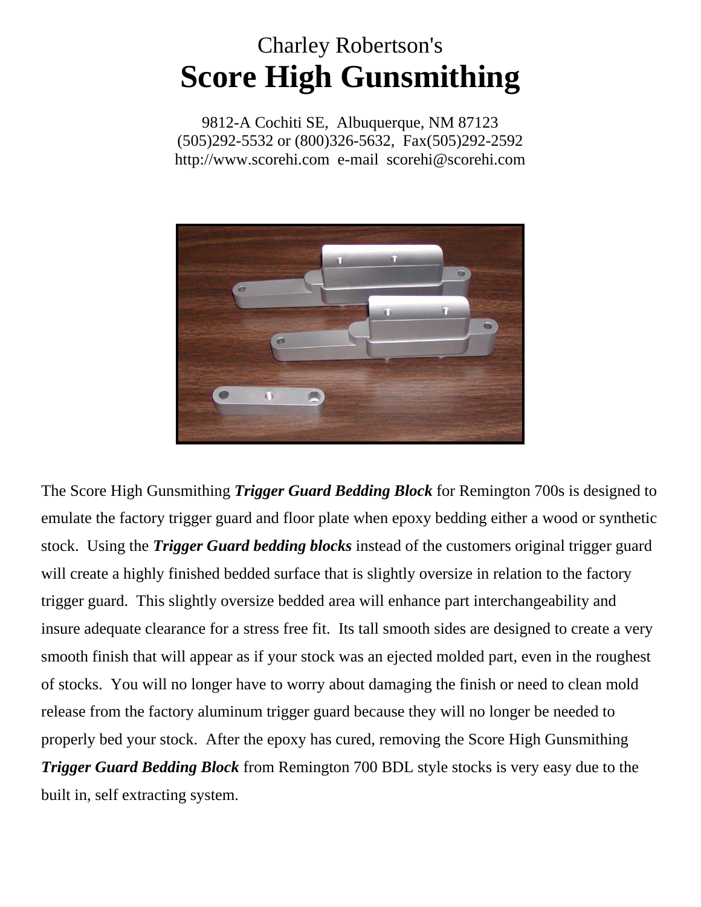Charley Robertson's

# Score High Gunsmithing

9812-A Cochiti SE, Albuquerque, NM 87123
(505)292-5532 or (800)326-5632, Fax(505)292-2592
http://www.scorehi.com e-mail scorehi@scorehi.com

The Score High Gunsmithing ***Trigger Guard Bedding Block*** for Remington 700s is designed to emulate the factory trigger guard and floor plate when epoxy bedding either a wood or synthetic stock. Using the ***Trigger Guard bedding blocks*** instead of the customers original trigger guard will create a highly finished bedded surface that is slightly oversize in relation to the factory trigger guard. This slightly oversize bedded area will enhance part interchangeability and insure adequate clearance for a stress free fit. Its tall smooth sides are designed to create a very smooth finish that will appear as if your stock was an ejected molded part, even in the roughest of stocks. You will no longer have to worry about damaging the finish or need to clean mold release from the factory aluminum trigger guard because they will no longer be needed to properly bed your stock. After the epoxy has cured, removing the Score High Gunsmithing ***Trigger Guard Bedding Block*** from Remington 700 BDL style stocks is very easy due to the built in, self extracting system.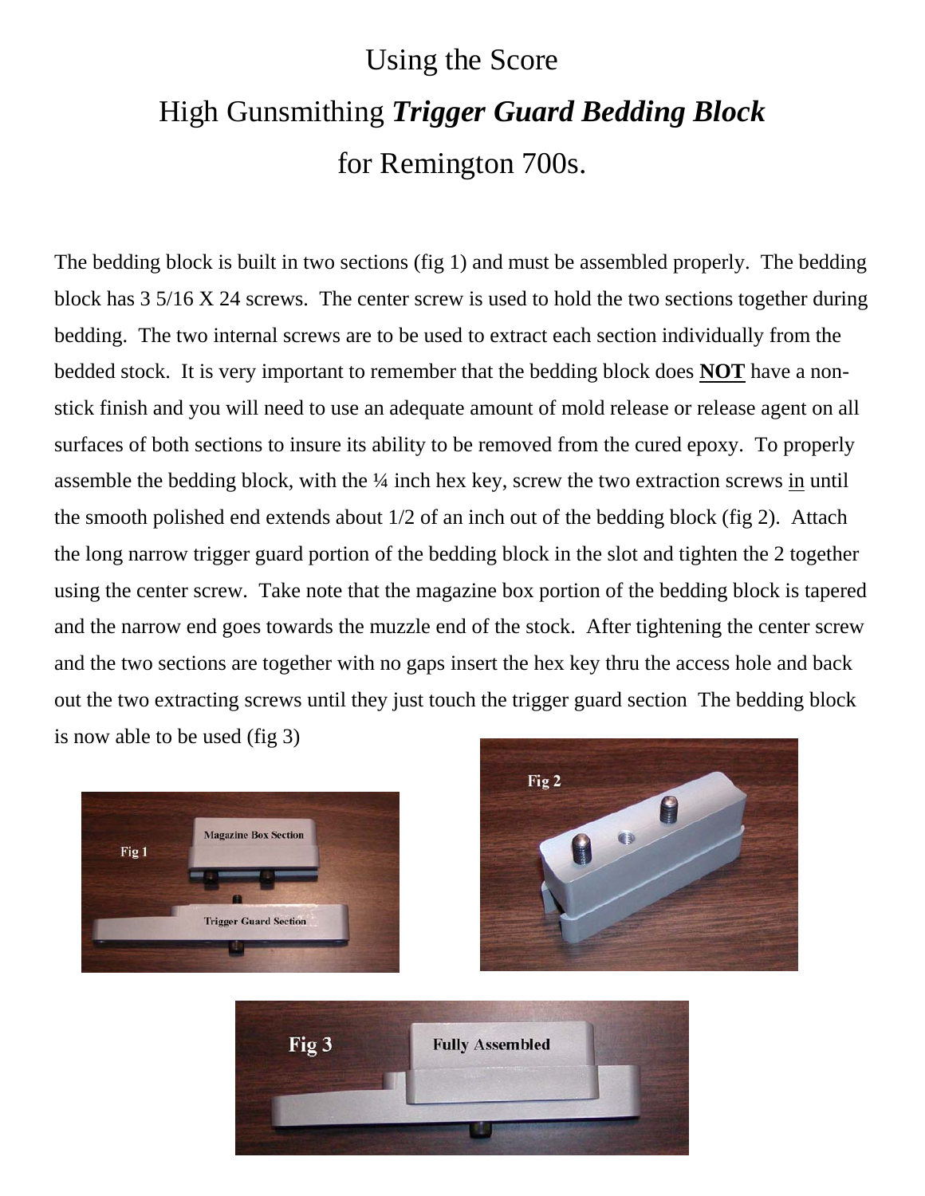# Using the Score High Gunsmithing ***Trigger Guard Bedding Block*** for Remington 700s.

The bedding block is built in two sections (fig 1) and must be assembled properly. The bedding block has 3 5/16 X 24 screws. The center screw is used to hold the two sections together during bedding. The two internal screws are to be used to extract each section individually from the bedded stock. It is very important to remember that the bedding block does **NOT** have a non-stick finish and you will need to use an adequate amount of mold release or release agent on all surfaces of both sections to insure its ability to be removed from the cured epoxy. To properly assemble the bedding block, with the ¼ inch hex key, screw the two extraction screws in until the smooth polished end extends about 1/2 of an inch out of the bedding block (fig 2). Attach the long narrow trigger guard portion of the bedding block in the slot and tighten the 2 together using the center screw. Take note that the magazine box portion of the bedding block is tapered and the narrow end goes towards the muzzle end of the stock. After tightening the center screw and the two sections are together with no gaps insert the hex key thru the access hole and back out the two extracting screws until they just touch the trigger guard section The bedding block is now able to be used (fig 3)

Fig 1 — Magazine Box Section; Trigger Guard Section

Fig 2

Fig 3 — Fully Assembled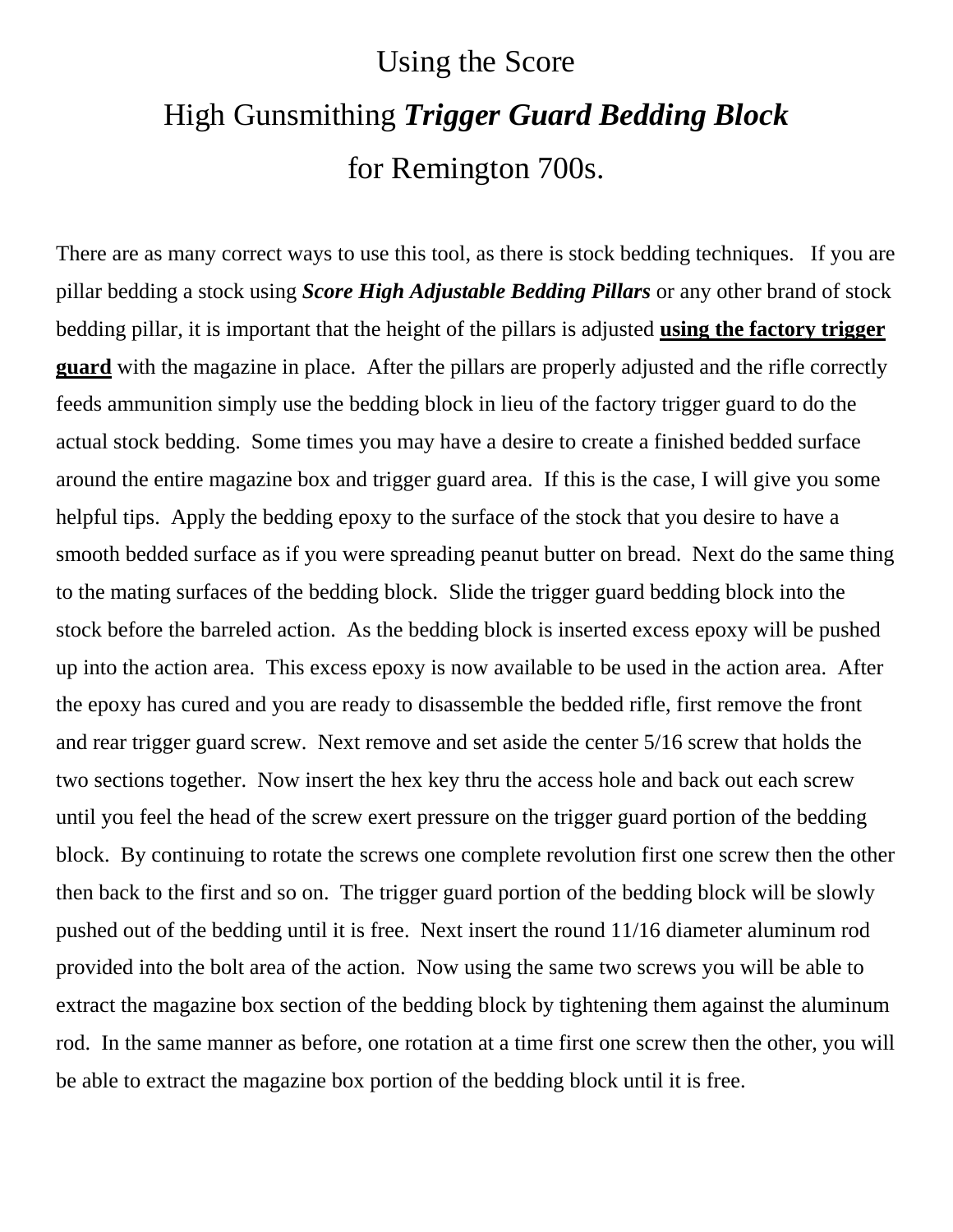# Using the Score
# High Gunsmithing ***Trigger Guard Bedding Block***
# for Remington 700s.

There are as many correct ways to use this tool, as there is stock bedding techniques.   If you are pillar bedding a stock using ***Score High Adjustable Bedding Pillars*** or any other brand of stock bedding pillar, it is important that the height of the pillars is adjusted **<u>using the factory trigger guard</u>** with the magazine in place.  After the pillars are properly adjusted and the rifle correctly feeds ammunition simply use the bedding block in lieu of the factory trigger guard to do the actual stock bedding.  Some times you may have a desire to create a finished bedded surface around the entire magazine box and trigger guard area.  If this is the case, I will give you some helpful tips.  Apply the bedding epoxy to the surface of the stock that you desire to have a smooth bedded surface as if you were spreading peanut butter on bread.  Next do the same thing to the mating surfaces of the bedding block.  Slide the trigger guard bedding block into the stock before the barreled action.  As the bedding block is inserted excess epoxy will be pushed up into the action area.  This excess epoxy is now available to be used in the action area.  After the epoxy has cured and you are ready to disassemble the bedded rifle, first remove the front and rear trigger guard screw.  Next remove and set aside the center 5/16 screw that holds the two sections together.  Now insert the hex key thru the access hole and back out each screw until you feel the head of the screw exert pressure on the trigger guard portion of the bedding block.  By continuing to rotate the screws one complete revolution first one screw then the other then back to the first and so on.  The trigger guard portion of the bedding block will be slowly pushed out of the bedding until it is free.  Next insert the round 11/16 diameter aluminum rod provided into the bolt area of the action.  Now using the same two screws you will be able to extract the magazine box section of the bedding block by tightening them against the aluminum rod.  In the same manner as before, one rotation at a time first one screw then the other, you will be able to extract the magazine box portion of the bedding block until it is free.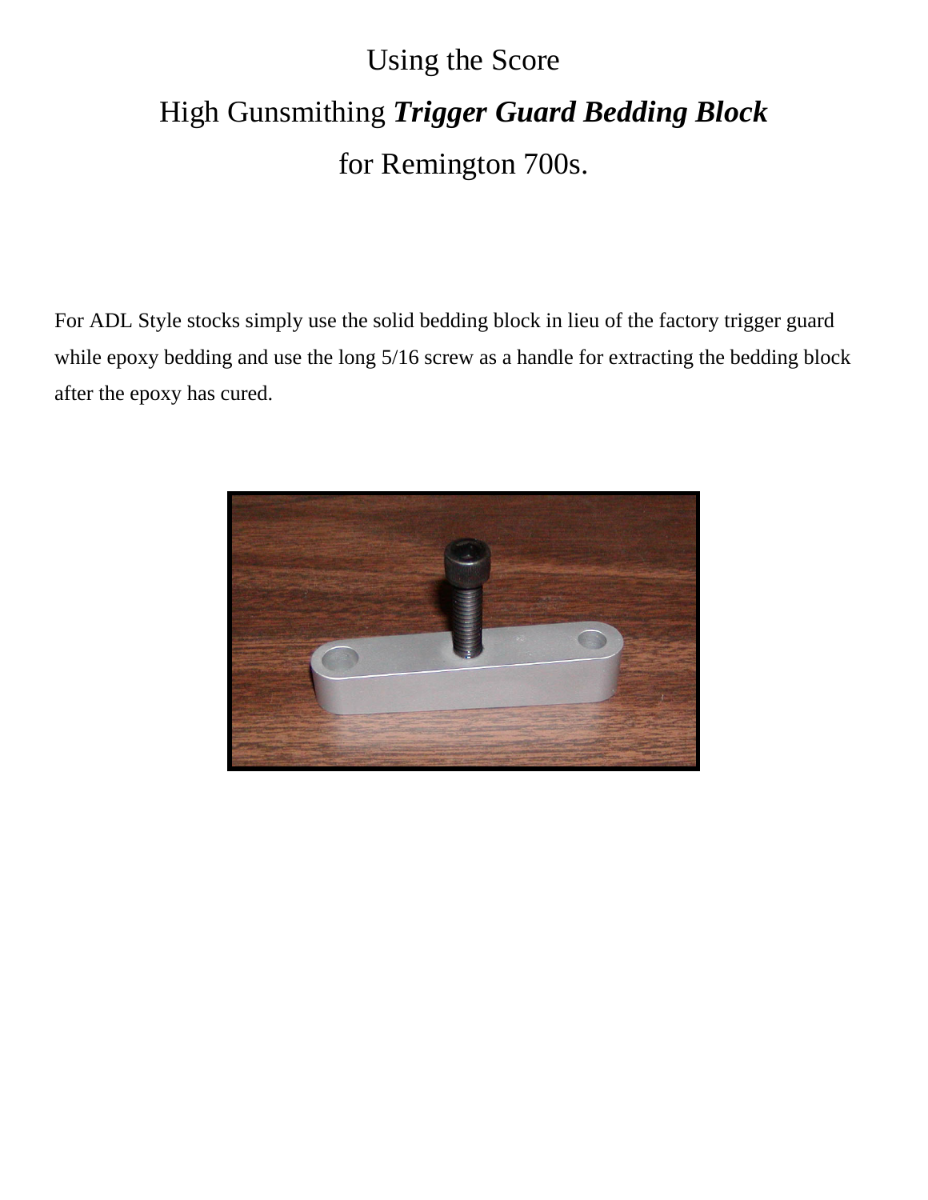# Using the Score High Gunsmithing ***Trigger Guard Bedding Block*** for Remington 700s.

For ADL Style stocks simply use the solid bedding block in lieu of the factory trigger guard while epoxy bedding and use the long 5/16 screw as a handle for extracting the bedding block after the epoxy has cured.